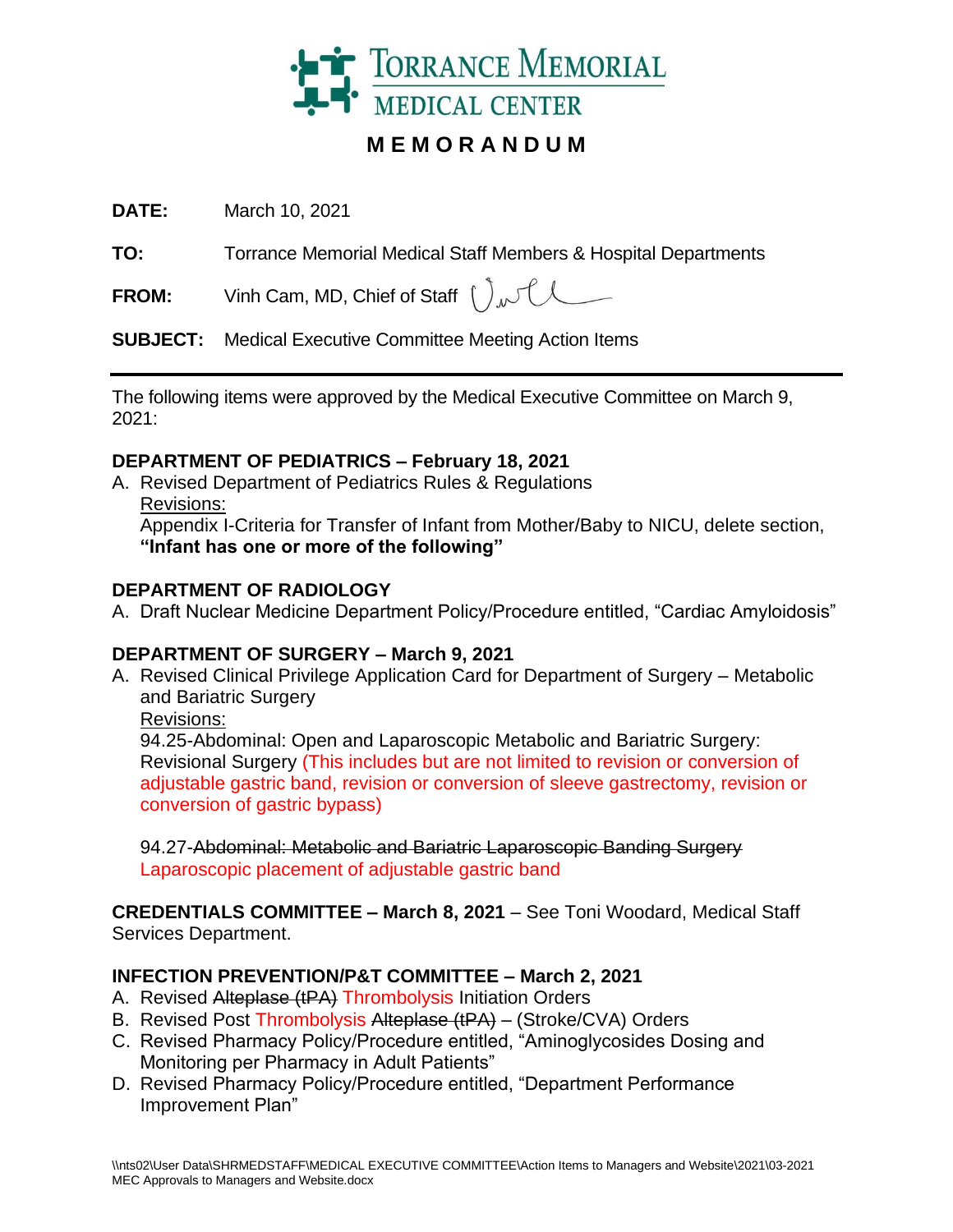# Torrance Memorial Medical Center

## MEMORANDUM

**DATE:** March 10, 2021

**TO:** Torrance Memorial Medical Staff Members & Hospital Departments

**FROM:** Vinh Cam, MD, Chief of Staff

**SUBJECT:** Medical Executive Committee Meeting Action Items

---

The following items were approved by the Medical Executive Committee on March 9, 2021:

### DEPARTMENT OF PEDIATRICS – February 18, 2021

A. Revised Department of Pediatrics Rules & Regulations
   Revisions:
   Appendix I-Criteria for Transfer of Infant from Mother/Baby to NICU, delete section, **"Infant has one or more of the following"**

### DEPARTMENT OF RADIOLOGY

A. Draft Nuclear Medicine Department Policy/Procedure entitled, "Cardiac Amyloidosis"

### DEPARTMENT OF SURGERY – March 9, 2021

A. Revised Clinical Privilege Application Card for Department of Surgery – Metabolic and Bariatric Surgery
   Revisions:
   94.25-Abdominal: Open and Laparoscopic Metabolic and Bariatric Surgery: Revisional Surgery (This includes but are not limited to revision or conversion of adjustable gastric band, revision or conversion of sleeve gastrectomy, revision or conversion of gastric bypass)

   94.27-~~Abdominal: Metabolic and Bariatric Laparoscopic Banding Surgery~~ Laparoscopic placement of adjustable gastric band

**CREDENTIALS COMMITTEE – March 8, 2021** – See Toni Woodard, Medical Staff Services Department.

### INFECTION PREVENTION/P&T COMMITTEE – March 2, 2021

A. Revised ~~Alteplase (tPA)~~ Thrombolysis Initiation Orders
B. Revised Post Thrombolysis ~~Alteplase (tPA)~~ – (Stroke/CVA) Orders
C. Revised Pharmacy Policy/Procedure entitled, "Aminoglycosides Dosing and Monitoring per Pharmacy in Adult Patients"
D. Revised Pharmacy Policy/Procedure entitled, "Department Performance Improvement Plan"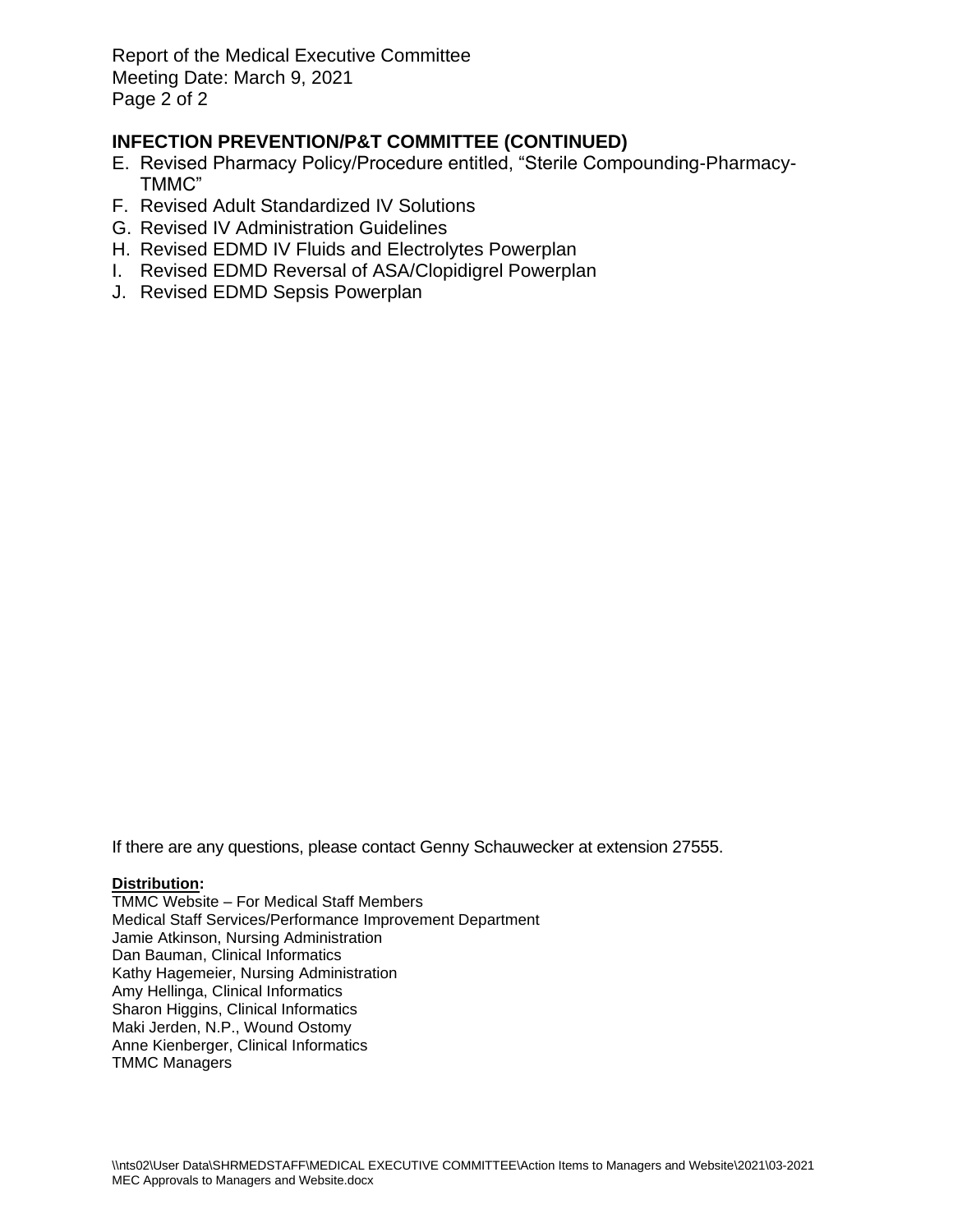## INFECTION PREVENTION/P&T COMMITTEE (CONTINUED)

E. Revised Pharmacy Policy/Procedure entitled, "Sterile Compounding-Pharmacy-TMMC"
F. Revised Adult Standardized IV Solutions
G. Revised IV Administration Guidelines
H. Revised EDMD IV Fluids and Electrolytes Powerplan
I. Revised EDMD Reversal of ASA/Clopidigrel Powerplan
J. Revised EDMD Sepsis Powerplan

If there are any questions, please contact Genny Schauwecker at extension 27555.

**Distribution:**
TMMC Website – For Medical Staff Members
Medical Staff Services/Performance Improvement Department
Jamie Atkinson, Nursing Administration
Dan Bauman, Clinical Informatics
Kathy Hagemeier, Nursing Administration
Amy Hellinga, Clinical Informatics
Sharon Higgins, Clinical Informatics
Maki Jerden, N.P., Wound Ostomy
Anne Kienberger, Clinical Informatics
TMMC Managers